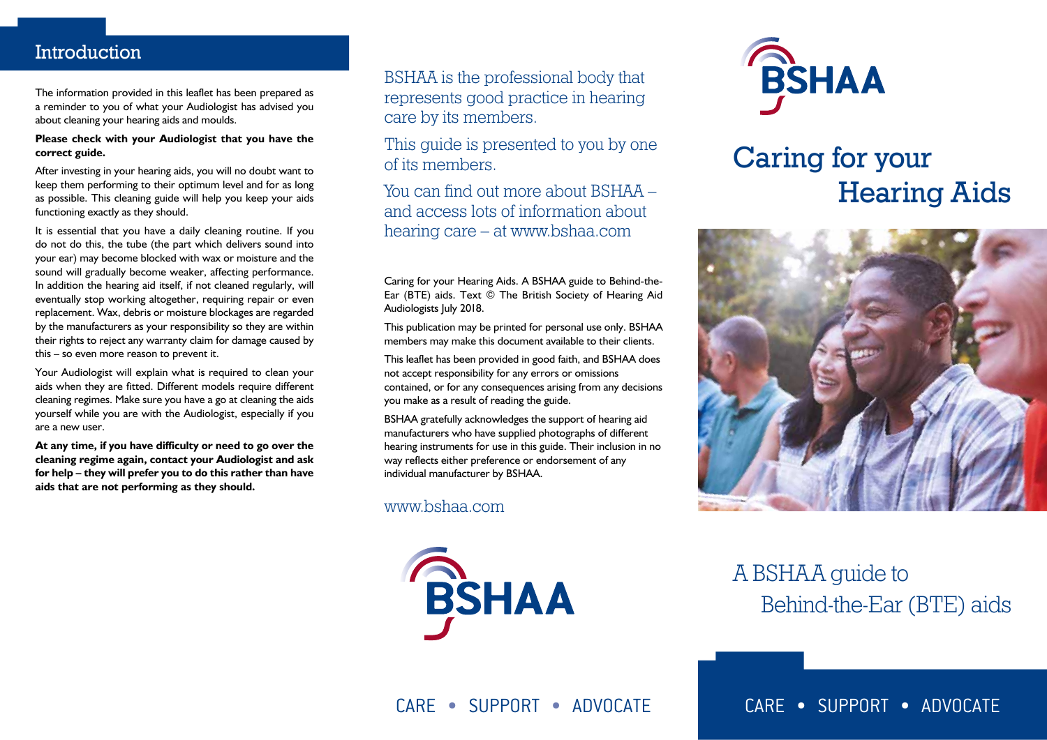## Introduction

The information provided in this leaflet has been prepared as a reminder to you of what your Audiologist has advised you about cleaning your hearing aids and moulds.

**Please check with your Audiologist that you have the correct guide.**

After investing in your hearing aids, you will no doubt want to keep them performing to their optimum level and for as long as possible. This cleaning guide will help you keep your aids functioning exactly as they should.

It is essential that you have a daily cleaning routine. If you do not do this, the tube (the part which delivers sound into your ear) may become blocked with wax or moisture and the sound will gradually become weaker, affecting performance. In addition the hearing aid itself, if not cleaned regularly, will eventually stop working altogether, requiring repair or even replacement. Wax, debris or moisture blockages are regarded by the manufacturers as your responsibility so they are within their rights to reject any warranty claim for damage caused by this – so even more reason to prevent it.

Your Audiologist will explain what is required to clean your aids when they are fitted. Different models require different cleaning regimes. Make sure you have a go at cleaning the aids yourself while you are with the Audiologist, especially if you are a new user.

**At any time, if you have difficulty or need to go over the cleaning regime again, contact your Audiologist and ask for help – they will prefer you to do this rather than have aids that are not performing as they should.**

BSHAA is the professional body that represents good practice in hearing care by its members.

This guide is presented to you by one of its members.

You can find out more about BSHAA – and access lots of information about hearing care – at www.bshaa.com

Caring for your Hearing Aids. A BSHAA guide to Behind-the-Ear (BTE) aids. Text © The British Society of Hearing Aid Audiologists July 2018.

This publication may be printed for personal use only. BSHAA members may make this document available to their clients.

This leaflet has been provided in good faith, and BSHAA does not accept responsibility for any errors or omissions contained, or for any consequences arising from any decisions you make as a result of reading the guide.

BSHAA gratefully acknowledges the support of hearing aid manufacturers who have supplied photographs of different hearing instruments for use in this guide. Their inclusion in no way reflects either preference or endorsement of any individual manufacturer by BSHAA.

www.bshaa.com

BSHAA

CARE • SUPPORT • ADVOCATE

BSHAA

# Caring for your Hearing Aids

A BSHAA guide to Behind-the-Ear (BTE) aids

CARE • SUPPORT • ADVOCATE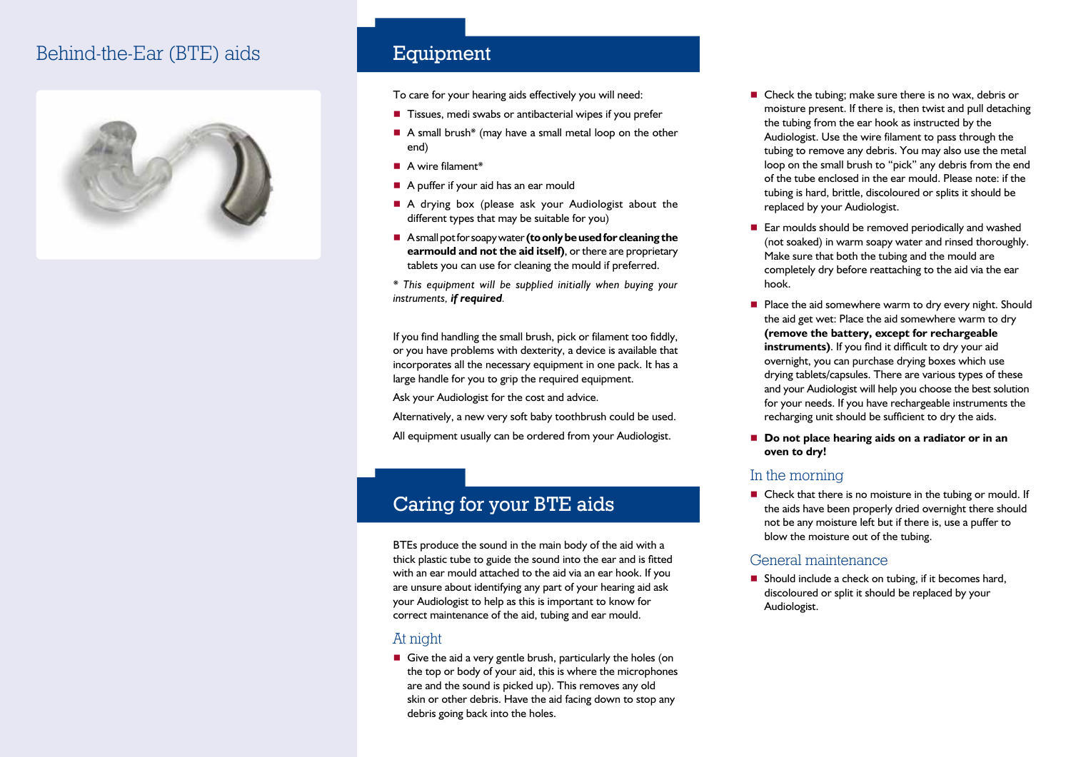# Behind-the-Ear (BTE) aids

## Equipment

To care for your hearing aids effectively you will need:

- Tissues, medi swabs or antibacterial wipes if you prefer
- A small brush* (may have a small metal loop on the other end)
- A wire filament*
- A puffer if your aid has an ear mould
- A drying box (please ask your Audiologist about the different types that may be suitable for you)
- A small pot for soapy water **(to only be used for cleaning the earmould and not the aid itself)**, or there are proprietary tablets you can use for cleaning the mould if preferred.

*\* This equipment will be supplied initially when buying your instruments, **if required**.*

If you find handling the small brush, pick or filament too fiddly, or you have problems with dexterity, a device is available that incorporates all the necessary equipment in one pack. It has a large handle for you to grip the required equipment.

Ask your Audiologist for the cost and advice.

Alternatively, a new very soft baby toothbrush could be used.

All equipment usually can be ordered from your Audiologist.

## Caring for your BTE aids

BTEs produce the sound in the main body of the aid with a thick plastic tube to guide the sound into the ear and is fitted with an ear mould attached to the aid via an ear hook. If you are unsure about identifying any part of your hearing aid ask your Audiologist to help as this is important to know for correct maintenance of the aid, tubing and ear mould.

### At night

- Give the aid a very gentle brush, particularly the holes (on the top or body of your aid, this is where the microphones are and the sound is picked up). This removes any old skin or other debris. Have the aid facing down to stop any debris going back into the holes.
- Check the tubing; make sure there is no wax, debris or moisture present. If there is, then twist and pull detaching the tubing from the ear hook as instructed by the Audiologist. Use the wire filament to pass through the tubing to remove any debris. You may also use the metal loop on the small brush to "pick" any debris from the end of the tube enclosed in the ear mould. Please note: if the tubing is hard, brittle, discoloured or splits it should be replaced by your Audiologist.
- Ear moulds should be removed periodically and washed (not soaked) in warm soapy water and rinsed thoroughly. Make sure that both the tubing and the mould are completely dry before reattaching to the aid via the ear hook.
- Place the aid somewhere warm to dry every night. Should the aid get wet: Place the aid somewhere warm to dry **(remove the battery, except for rechargeable instruments)**. If you find it difficult to dry your aid overnight, you can purchase drying boxes which use drying tablets/capsules. There are various types of these and your Audiologist will help you choose the best solution for your needs. If you have rechargeable instruments the recharging unit should be sufficient to dry the aids.
- **Do not place hearing aids on a radiator or in an oven to dry!**

### In the morning

- Check that there is no moisture in the tubing or mould. If the aids have been properly dried overnight there should not be any moisture left but if there is, use a puffer to blow the moisture out of the tubing.

### General maintenance

- Should include a check on tubing, if it becomes hard, discoloured or split it should be replaced by your Audiologist.